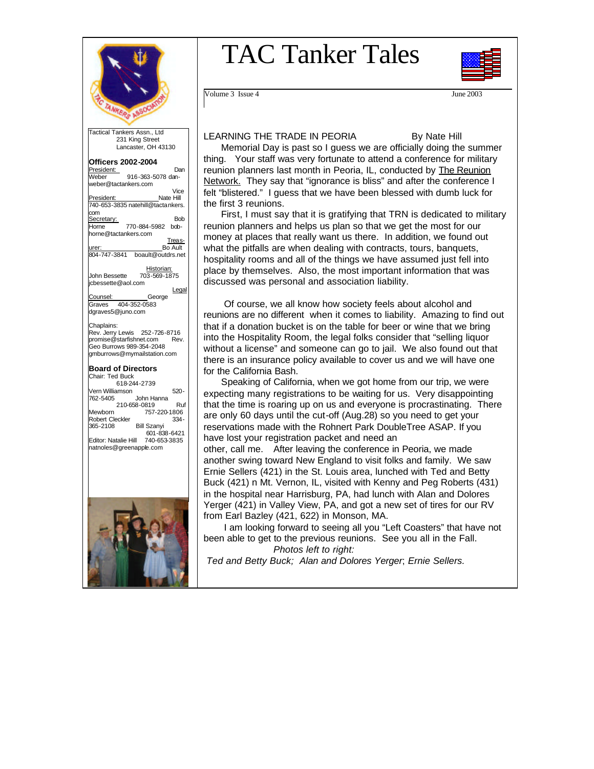# TAC Tanker Tales

Volume 3 Issue 4 June 2003

Tactical Tankers Assn., Ltd
231 King Street
Lancaster, OH 43130

**Officers 2002-2004**

President: Dan Weber 916-363-5078 dan-weber@tactankers.com

Vice President: Nate Hill 740-653-3835 natehill@tactankers.com

Secretary: Bob Horne 770-884-5982 bob-horne@tactankers.com

Treasurer: Bo Ault 804-747-3841 boault@outdrs.net

Historian: John Bessette 703-569-1875 jcbessette@aol.com

Legal Counsel: George Graves 404-352-0583 dgraves5@juno.com

Chaplains:
Rev. Jerry Lewis 252-726-8716 promise@starfishnet.com
Rev. Geo Burrows 989-354-2048 gmburrows@mymailstation.com

**Board of Directors**

Chair: Ted Buck 618-244-2739
Vern Williamson 520-762-5405
John Hanna 210-658-0819
Ruf Mewborn 757-220-1806
Robert Cleckler 334-365-2108
Bill Szanyi 601-838-6421

Editor: Natalie Hill 740-653-3835 natnoles@greenapple.com

## LEARNING THE TRADE IN PEORIA

By Nate Hill

Memorial Day is past so I guess we are officially doing the summer thing. Your staff was very fortunate to attend a conference for military reunion planners last month in Peoria, IL, conducted by The Reunion Network. They say that "ignorance is bliss" and after the conference I felt "blistered." I guess that we have been blessed with dumb luck for the first 3 reunions.

First, I must say that it is gratifying that TRN is dedicated to military reunion planners and helps us plan so that we get the most for our money at places that really want us there. In addition, we found out what the pitfalls are when dealing with contracts, tours, banquets, hospitality rooms and all of the things we have assumed just fell into place by themselves. Also, the most important information that was discussed was personal and association liability.

Of course, we all know how society feels about alcohol and reunions are no different when it comes to liability. Amazing to find out that if a donation bucket is on the table for beer or wine that we bring into the Hospitality Room, the legal folks consider that "selling liquor without a license" and someone can go to jail. We also found out that there is an insurance policy available to cover us and we will have one for the California Bash.

Speaking of California, when we got home from our trip, we were expecting many registrations to be waiting for us. Very disappointing that the time is roaring up on us and everyone is procrastinating. There are only 60 days until the cut-off (Aug.28) so you need to get your reservations made with the Rohnert Park DoubleTree ASAP. If you have lost your registration packet and need an other, call me. After leaving the conference in Peoria, we made another swing toward New England to visit folks and family. We saw Ernie Sellers (421) in the St. Louis area, lunched with Ted and Betty Buck (421) n Mt. Vernon, IL, visited with Kenny and Peg Roberts (431) in the hospital near Harrisburg, PA, had lunch with Alan and Dolores Yerger (421) in Valley View, PA, and got a new set of tires for our RV from Earl Bazley (421, 622) in Monson, MA.

I am looking forward to seeing all you "Left Coasters" that have not been able to get to the previous reunions. See you all in the Fall.

*Photos left to right:*

*Ted and Betty Buck; Alan and Dolores Yerger; Ernie Sellers.*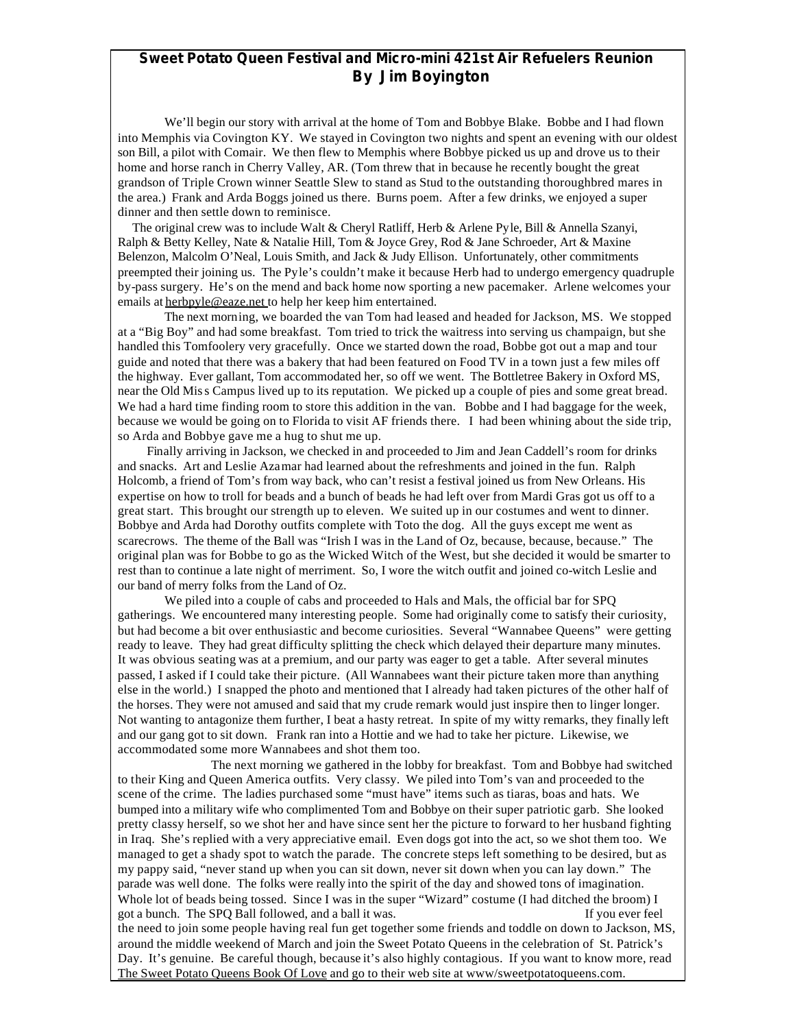## Sweet Potato Queen Festival and Micro-mini 421st Air Refuelers Reunion
### By Jim Boyington

We'll begin our story with arrival at the home of Tom and Bobbye Blake. Bobbe and I had flown into Memphis via Covington KY. We stayed in Covington two nights and spent an evening with our oldest son Bill, a pilot with Comair. We then flew to Memphis where Bobbye picked us up and drove us to their home and horse ranch in Cherry Valley, AR. (Tom threw that in because he recently bought the great grandson of Triple Crown winner Seattle Slew to stand as Stud to the outstanding thoroughbred mares in the area.) Frank and Arda Boggs joined us there. Burns poem. After a few drinks, we enjoyed a super dinner and then settle down to reminisce.

The original crew was to include Walt & Cheryl Ratliff, Herb & Arlene Pyle, Bill & Annella Szanyi, Ralph & Betty Kelley, Nate & Natalie Hill, Tom & Joyce Grey, Rod & Jane Schroeder, Art & Maxine Belenzon, Malcolm O'Neal, Louis Smith, and Jack & Judy Ellison. Unfortunately, other commitments preempted their joining us. The Pyle's couldn't make it because Herb had to undergo emergency quadruple by-pass surgery. He's on the mend and back home now sporting a new pacemaker. Arlene welcomes your emails at herbpyle@eaze.net to help her keep him entertained.

The next morning, we boarded the van Tom had leased and headed for Jackson, MS. We stopped at a "Big Boy" and had some breakfast. Tom tried to trick the waitress into serving us champaign, but she handled this Tomfoolery very gracefully. Once we started down the road, Bobbe got out a map and tour guide and noted that there was a bakery that had been featured on Food TV in a town just a few miles off the highway. Ever gallant, Tom accommodated her, so off we went. The Bottletree Bakery in Oxford MS, near the Old Miss Campus lived up to its reputation. We picked up a couple of pies and some great bread. We had a hard time finding room to store this addition in the van. Bobbe and I had baggage for the week, because we would be going on to Florida to visit AF friends there. I had been whining about the side trip, so Arda and Bobbye gave me a hug to shut me up.

Finally arriving in Jackson, we checked in and proceeded to Jim and Jean Caddell's room for drinks and snacks. Art and Leslie Azamar had learned about the refreshments and joined in the fun. Ralph Holcomb, a friend of Tom's from way back, who can't resist a festival joined us from New Orleans. His expertise on how to troll for beads and a bunch of beads he had left over from Mardi Gras got us off to a great start. This brought our strength up to eleven. We suited up in our costumes and went to dinner. Bobbye and Arda had Dorothy outfits complete with Toto the dog. All the guys except me went as scarecrows. The theme of the Ball was "Irish I was in the Land of Oz, because, because, because." The original plan was for Bobbe to go as the Wicked Witch of the West, but she decided it would be smarter to rest than to continue a late night of merriment. So, I wore the witch outfit and joined co-witch Leslie and our band of merry folks from the Land of Oz.

We piled into a couple of cabs and proceeded to Hals and Mals, the official bar for SPQ gatherings. We encountered many interesting people. Some had originally come to satisfy their curiosity, but had become a bit over enthusiastic and become curiosities. Several "Wannabee Queens" were getting ready to leave. They had great difficulty splitting the check which delayed their departure many minutes. It was obvious seating was at a premium, and our party was eager to get a table. After several minutes passed, I asked if I could take their picture. (All Wannabees want their picture taken more than anything else in the world.) I snapped the photo and mentioned that I already had taken pictures of the other half of the horses. They were not amused and said that my crude remark would just inspire then to linger longer. Not wanting to antagonize them further, I beat a hasty retreat. In spite of my witty remarks, they finally left and our gang got to sit down. Frank ran into a Hottie and we had to take her picture. Likewise, we accommodated some more Wannabees and shot them too.

The next morning we gathered in the lobby for breakfast. Tom and Bobbye had switched to their King and Queen America outfits. Very classy. We piled into Tom's van and proceeded to the scene of the crime. The ladies purchased some "must have" items such as tiaras, boas and hats. We bumped into a military wife who complimented Tom and Bobbye on their super patriotic garb. She looked pretty classy herself, so we shot her and have since sent her the picture to forward to her husband fighting in Iraq. She's replied with a very appreciative email. Even dogs got into the act, so we shot them too. We managed to get a shady spot to watch the parade. The concrete steps left something to be desired, but as my pappy said, "never stand up when you can sit down, never sit down when you can lay down." The parade was well done. The folks were really into the spirit of the day and showed tons of imagination. Whole lot of beads being tossed. Since I was in the super "Wizard" costume (I had ditched the broom) I got a bunch. The SPQ Ball followed, and a ball it was. If you ever feel the need to join some people having real fun get together some friends and toddle on down to Jackson, MS, around the middle weekend of March and join the Sweet Potato Queens in the celebration of St. Patrick's Day. It's genuine. Be careful though, because it's also highly contagious. If you want to know more, read The Sweet Potato Queens Book Of Love and go to their web site at www/sweetpotatoqueens.com.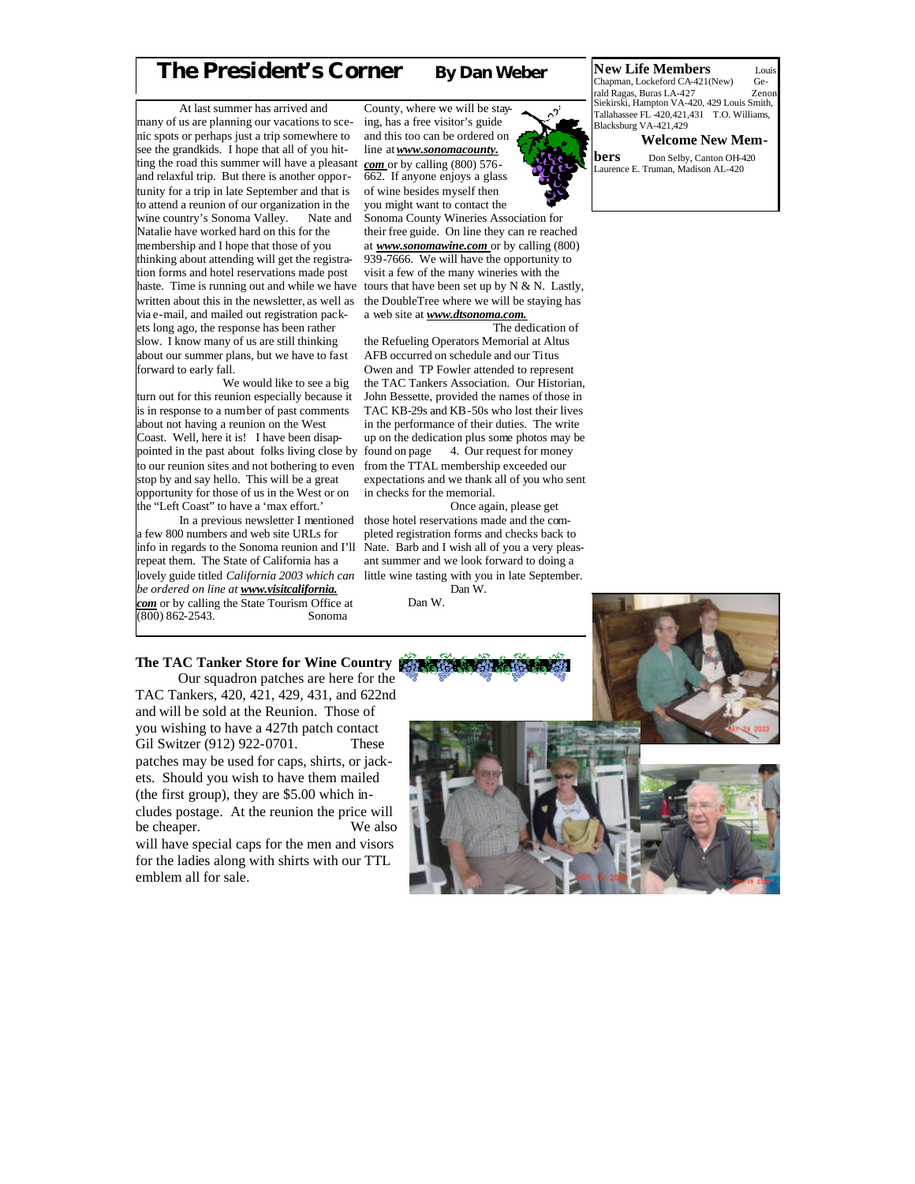# The President's Corner

**By Dan Weber**

At last summer has arrived and many of us are planning our vacations to scenic spots or perhaps just a trip somewhere to see the grandkids. I hope that all of you hitting the road this summer will have a pleasant and relaxful trip. But there is another opportunity for a trip in late September and that is to attend a reunion of our organization in the wine country's Sonoma Valley. Nate and Natalie have worked hard on this for the membership and I hope that those of you thinking about attending will get the registration forms and hotel reservations made post haste. Time is running out and while we have written about this in the newsletter, as well as via e-mail, and mailed out registration packets long ago, the response has been rather slow. I know many of us are still thinking about our summer plans, but we have to fast forward to early fall.

We would like to see a big turn out for this reunion especially because it is in response to a number of past comments about not having a reunion on the West Coast. Well, here it is! I have been disappointed in the past about folks living close by to our reunion sites and not bothering to even stop by and say hello. This will be a great opportunity for those of us in the West or on the "Left Coast" to have a 'max effort.'

In a previous newsletter I mentioned a few 800 numbers and web site URLs for info in regards to the Sonoma reunion and I'll repeat them. The State of California has a lovely guide titled *California 2003 which can be ordered on line at* ***www.visitcalifornia.com*** or by calling the State Tourism Office at (800) 862-2543. Sonoma County, where we will be staying, has a free visitor's guide and this too can be ordered on line at ***www.sonomacounty.com*** or by calling (800) 576-662. If anyone enjoys a glass of wine besides myself then you might want to contact the Sonoma County Wineries Association for their free guide. On line they can re reached at ***www.sonomawine.com*** or by calling (800) 939-7666. We will have the opportunity to visit a few of the many wineries with the tours that have been set up by N & N. Lastly, the DoubleTree where we will be staying has a web site at ***www.dtsonoma.com.***

The dedication of the Refueling Operators Memorial at Altus AFB occurred on schedule and our Titus Owen and TP Fowler attended to represent the TAC Tankers Association. Our Historian, John Bessette, provided the names of those in TAC KB-29s and KB-50s who lost their lives in the performance of their duties. The write up on the dedication plus some photos may be found on page 4. Our request for money from the TTAL membership exceeded our expectations and we thank all of you who sent in checks for the memorial.

Once again, please get those hotel reservations made and the completed registration forms and checks back to Nate. Barb and I wish all of you a very pleasant summer and we look forward to doing a little wine tasting with you in late September.

Dan W.

Dan W.

**New Life Members** Louis Chapman, Lockeford CA-421(New) Gerald Ragas, Buras LA-427 Zenon Siekirski, Hampton VA-420, 429 Louis Smith, Tallahassee FL -420,421,431 T.O. Williams, Blacksburg VA-421,429

**Welcome New Members** Don Selby, Canton OH-420 Laurence E. Truman, Madison AL-420

**The TAC Tanker Store for Wine Country**

Our squadron patches are here for the TAC Tankers, 420, 421, 429, 431, and 622nd and will be sold at the Reunion. Those of you wishing to have a 427th patch contact Gil Switzer (912) 922-0701. These patches may be used for caps, shirts, or jackets. Should you wish to have them mailed (the first group), they are $5.00 which includes postage. At the reunion the price will be cheaper. We also will have special caps for the men and visors for the ladies along with shirts with our TTL emblem all for sale.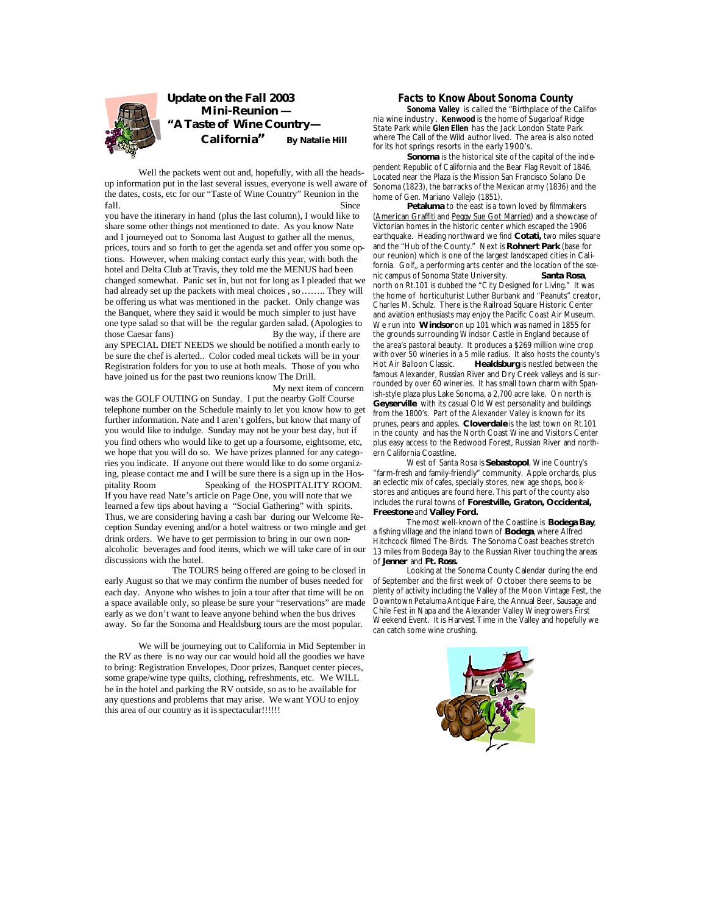## Update on the Fall 2003 Mini-Reunion — "A Taste of Wine Country—California"

**By Natalie Hill**

Well the packets went out and, hopefully, with all the heads-up information put in the last several issues, everyone is well aware of the dates, costs, etc for our "Taste of Wine Country" Reunion in the fall. Since you have the itinerary in hand (plus the last column), I would like to share some other things not mentioned to date. As you know Nate and I journeyed out to Sonoma last August to gather all the menus, prices, tours and so forth to get the agenda set and offer you some options. However, when making contact early this year, with both the hotel and Delta Club at Travis, they told me the MENUS had been changed somewhat. Panic set in, but not for long as I pleaded that we had already set up the packets with meal choices , so …….. They will be offering us what was mentioned in the packet. Only change was the Banquet, where they said it would be much simpler to just have one type salad so that will be the regular garden salad. (Apologies to those Caesar fans) By the way, if there are any SPECIAL DIET NEEDS we should be notified a month early to be sure the chef is alerted.. Color coded meal tickets will be in your Registration folders for you to use at both meals. Those of you who have joined us for the past two reunions know The Drill.

My next item of concern was the GOLF OUTING on Sunday. I put the nearby Golf Course telephone number on the Schedule mainly to let you know how to get further information. Nate and I aren't golfers, but know that many of you would like to indulge. Sunday may not be your best day, but if you find others who would like to get up a foursome, eightsome, etc, we hope that you will do so. We have prizes planned for any categories you indicate. If anyone out there would like to do some organizing, please contact me and I will be sure there is a sign up in the Hospitality Room Speaking of the HOSPITALITY ROOM. If you have read Nate's article on Page One, you will note that we learned a few tips about having a "Social Gathering" with spirits. Thus, we are considering having a cash bar during our Welcome Reception Sunday evening and/or a hotel waitress or two mingle and get drink orders. We have to get permission to bring in our own non-alcoholic beverages and food items, which we will take care of in our discussions with the hotel.

The TOURS being offered are going to be closed in early August so that we may confirm the number of buses needed for each day. Anyone who wishes to join a tour after that time will be on a space available only, so please be sure your "reservations" are made early as we don't want to leave anyone behind when the bus drives away. So far the Sonoma and Healdsburg tours are the most popular.

We will be journeying out to California in Mid September in the RV as there is no way our car would hold all the goodies we have to bring: Registration Envelopes, Door prizes, Banquet center pieces, some grape/wine type quilts, clothing, refreshments, etc. We WILL be in the hotel and parking the RV outside, so as to be available for any questions and problems that may arise. We want YOU to enjoy this area of our country as it is spectacular!!!!!!

## Facts to Know About Sonoma County

**Sonoma Valley** is called the "Birthplace of the California wine industry. **Kenwood** is the home of Sugarloaf Ridge State Park while **Glen Ellen** has the Jack London State Park where The Call of the Wild author lived. The area is also noted for its hot springs resorts in the early 1900's.

**Sonoma** is the historical site of the capital of the independent Republic of California and the Bear Flag Revolt of 1846. Located near the Plaza is the Mission San Francisco Solano De Sonoma (1823), the barracks of the Mexican army (1836) and the home of Gen. Mariano Vallejo (1851).

**Petaluma** to the east is a town loved by filmmakers (American Graffiti and Peggy Sue Got Married) and a showcase of Victorian homes in the historic center which escaped the 1906 earthquake. Heading northward we find **Cotati,** two miles square and the "Hub of the County." Next is **Rohnert Park** (base for our reunion) which is one of the largest landscaped cities in California. Golf,, a performing arts center and the location of the scenic campus of Sonoma State University. **Santa Rosa**, north on Rt.101 is dubbed the "City Designed for Living." It was the home of horticulturist Luther Burbank and "Peanuts" creator, Charles M. Schulz. There is the Railroad Square Historic Center and aviation enthusiasts may enjoy the Pacific Coast Air Museum. We run into **Windsor** on up 101 which was named in 1855 for the grounds surrounding Windsor Castle in England because of the area's pastoral beauty. It produces a $269 million wine crop with over 50 wineries in a 5 mile radius. It also hosts the county's Hot Air Balloon Classic. **Healdsburg** is nestled between the famous Alexander, Russian River and Dry Creek valleys and is surrounded by over 60 wineries. It has small town charm with Spanish-style plaza plus Lake Sonoma, a 2,700 acre lake. On north is **Geyserville** with its casual Old West personality and buildings from the 1800's. Part of the Alexander Valley is known for its prunes, pears and apples. **Cloverdale** is the last town on Rt.101 in the county and has the North Coast Wine and Visitors Center plus easy access to the Redwood Forest, Russian River and northern California Coastline.

West of Santa Rosa is **Sebastopol**, Wine Country's "farm-fresh and family-friendly" community. Apple orchards, plus an eclectic mix of cafes, specialty stores, new age shops, bookstores and antiques are found here. This part of the county also includes the rural towns of **Forestville, Graton, Occidental, Freestone** and **Valley Ford.**

The most well-known of the Coastline is **Bodega Bay**, a fishing village and the inland town of **Bodega**, where Alfred Hitchcock filmed The Birds. The Sonoma Coast beaches stretch 13 miles from Bodega Bay to the Russian River touching the areas of **Jenner** and **Ft. Ross.**

Looking at the Sonoma County Calendar during the end of September and the first week of October there seems to be plenty of activity including the Valley of the Moon Vintage Fest, the Downtown Petaluma Antique Faire, the Annual Beer, Sausage and Chile Fest in Napa and the Alexander Valley Winegrowers First Weekend Event. It is Harvest Time in the Valley and hopefully we can catch some wine crushing.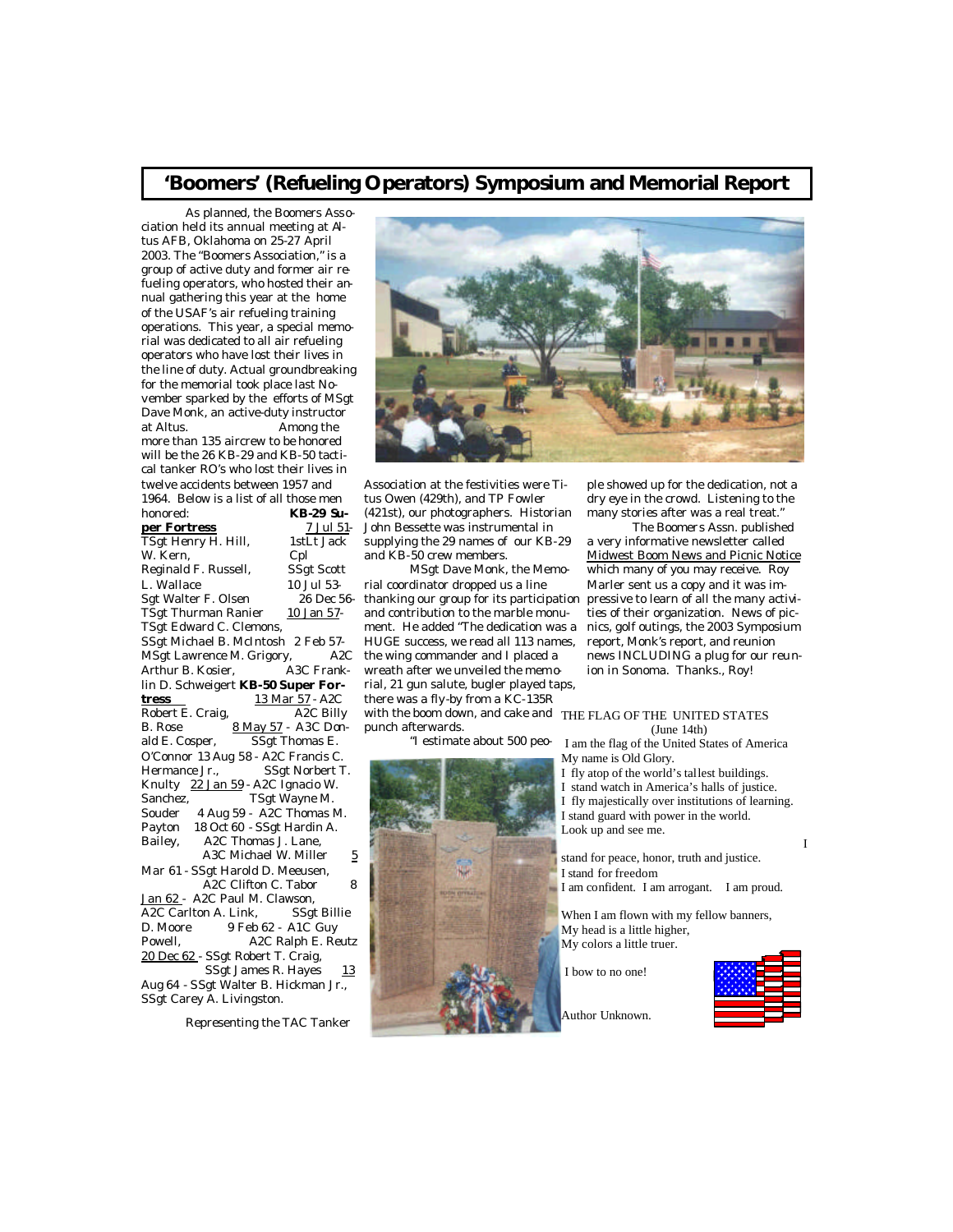# 'Boomers' (Refueling Operators) Symposium and Memorial Report

As planned, the Boomers Association held its annual meeting at Altus AFB, Oklahoma on 25-27 April 2003. The "Boomers Association," is a group of active duty and former air refueling operators, who hosted their annual gathering this year at the home of the USAF's air refueling training operations. This year, a special memorial was dedicated to all air refueling operators who have lost their lives in the line of duty. Actual groundbreaking for the memorial took place last November sparked by the efforts of MSgt Dave Monk, an active-duty instructor at Altus. Among the more than 135 aircrew to be honored will be the 26 KB-29 and KB-50 tactical tanker RO's who lost their lives in twelve accidents between 1957 and 1964. Below is a list of all those men honored:

**KB-29 Super Fortress**

7 Jul 51 - TSgt Henry H. Hill, 1stLt Jack W. Kern, Cpl Reginald F. Russell, SSgt Scott L. Wallace

10 Jul 53 - Sgt Walter F. Olsen

26 Dec 56 - TSgt Thurman Ranier

10 Jan 57 - TSgt Edward C. Clemons, SSgt Michael B. McIntosh

2 Feb 57 - MSgt Lawrence M. Grigory, A2C Arthur B. Kosier, A3C Franklin D. Schweigert

**KB-50 Super Fortress**

13 Mar 57 - A2C Robert E. Craig, A2C Billy B. Rose

8 May 57 - A3C Donald E. Cosper, SSgt Thomas E. O'Connor

13 Aug 58 - A2C Francis C. Hermance Jr., SSgt Norbert T. Knulty

22 Jan 59 - A2C Ignacio W. Sanchez, TSgt Wayne M. Souder

4 Aug 59 - A2C Thomas M. Payton

18 Oct 60 - SSgt Hardin A. Bailey, A2C Thomas J. Lane, A3C Michael W. Miller

5 Mar 61 - SSgt Harold D. Meeusen, A2C Clifton C. Tabor

8 Jan 62 - A2C Paul M. Clawson, A2C Carlton A. Link, SSgt Billie D. Moore

9 Feb 62 - A1C Guy Powell, A2C Ralph E. Reutz

20 Dec 62 - SSgt Robert T. Craig, SSgt James R. Hayes

13 Aug 64 - SSgt Walter B. Hickman Jr., SSgt Carey A. Livingston.

Representing the TAC Tanker Association at the festivities were Titus Owen (429th), and TP Fowler (421st), our photographers. Historian John Bessette was instrumental in supplying the 29 names of our KB-29 and KB-50 crew members.

MSgt Dave Monk, the Memorial coordinator dropped us a line thanking our group for its participation and contribution to the marble monument. He added "The dedication was a HUGE success, we read all 113 names, the wing commander and I placed a wreath after we unveiled the memorial, 21 gun salute, bugler played taps, there was a fly-by from a KC-135R with the boom down, and cake and punch afterwards.

"I estimate about 500 people showed up for the dedication, not a dry eye in the crowd. Listening to the many stories after was a real treat."

The Boomers Assn. published a very informative newsletter called Midwest Boom News and Picnic Notice which many of you may receive. Roy Marler sent us a copy and it was impressive to learn of all the many activities of their organization. News of picnics, golf outings, the 2003 Symposium report, Monk's report, and reunion news INCLUDING a plug for our reunion in Sonoma. Thanks., Roy!

THE FLAG OF THE UNITED STATES
(June 14th)

I am the flag of the United States of America
My name is Old Glory.
I fly atop of the world's tallest buildings.
I stand watch in America's halls of justice.
I fly majestically over institutions of learning.
I stand guard with power in the world.
Look up and see me.

I stand for peace, honor, truth and justice.
I stand for freedom
I am confident. I am arrogant. I am proud.

When I am flown with my fellow banners,
My head is a little higher,
My colors a little truer.

I bow to no one!

Author Unknown.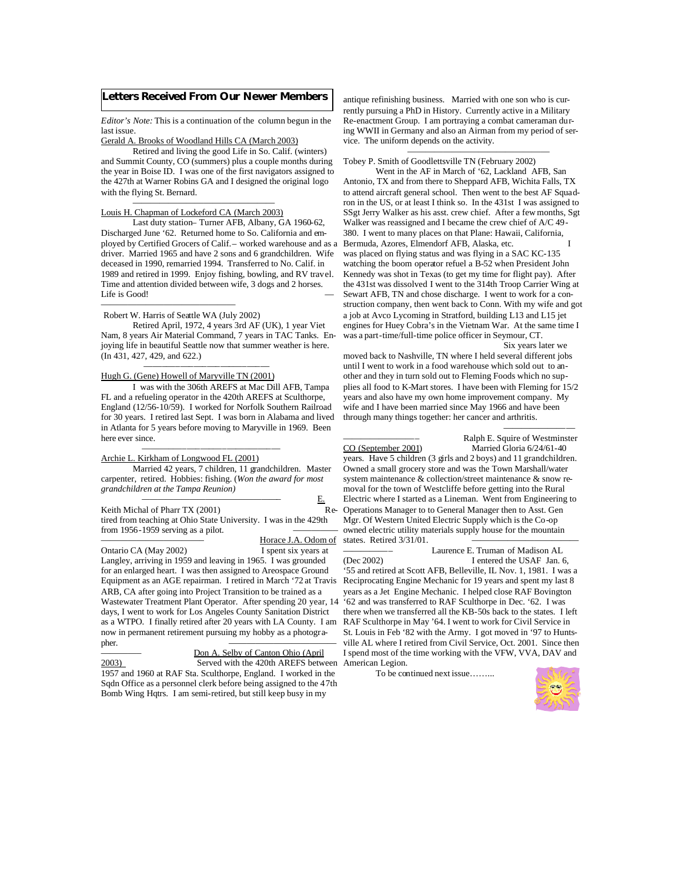## Letters Received From Our Newer Members

*Editor's Note:* This is a continuation of the column begun in the last issue.

Gerald A. Brooks of Woodland Hills CA (March 2003)

Retired and living the good Life in So. Calif. (winters) and Summit County, CO (summers) plus a couple months during the year in Boise ID. I was one of the first navigators assigned to the 427th at Warner Robins GA and I designed the original logo with the flying St. Bernard.

---

Louis H. Chapman of Lockeford CA (March 2003)

Last duty station– Turner AFB, Albany, GA 1960-62, Discharged June '62. Returned home to So. California and employed by Certified Grocers of Calif.– worked warehouse and as a driver. Married 1965 and have 2 sons and 6 grandchildren. Wife deceased in 1990, remarried 1994. Transferred to No. Calif. in 1989 and retired in 1999. Enjoy fishing, bowling, and RV travel. Time and attention divided between wife, 3 dogs and 2 horses. Life is Good!

---

Robert W. Harris of Seattle WA (July 2002)

Retired April, 1972, 4 years 3rd AF (UK), 1 year Viet Nam, 8 years Air Material Command, 7 years in TAC Tanks. Enjoying life in beautiful Seattle now that summer weather is here. (In 431, 427, 429, and 622.)

---

Hugh G. (Gene) Howell of Maryville TN (2001)

I was with the 306th AREFS at Mac Dill AFB, Tampa FL and a refueling operator in the 420th AREFS at Sculthorpe, England (12/56-10/59). I worked for Norfolk Southern Railroad for 30 years. I retired last Sept. I was born in Alabama and lived in Atlanta for 5 years before moving to Maryville in 1969. Been here ever since.

---

Archie L. Kirkham of Longwood FL (2001)

Married 42 years, 7 children, 11 grandchildren. Master carpenter, retired. Hobbies: fishing. (*Won the award for most grandchildren at the Tampa Reunion)*

---

E. Keith Michal of Pharr TX (2001)

Retired from teaching at Ohio State University. I was in the 429th from 1956-1959 serving as a pilot.

---

Horace J.A. Odom of Ontario CA (May 2002)

I spent six years at Langley, arriving in 1959 and leaving in 1965. I was grounded for an enlarged heart. I was then assigned to Areospace Ground Equipment as an AGE repairman. I retired in March '72 at Travis ARB, CA after going into Project Transition to be trained as a Wastewater Treatment Plant Operator. After spending 20 year, 14 days, I went to work for Los Angeles County Sanitation District as a WTPO. I finally retired after 20 years with LA County. I am now in permanent retirement pursuing my hobby as a photographer.

---

Don A. Selby of Canton Ohio (April 2003)

Served with the 420th AREFS between 1957 and 1960 at RAF Sta. Sculthorpe, England. I worked in the Sqdn Office as a personnel clerk before being assigned to the 47th Bomb Wing Hqtrs. I am semi-retired, but still keep busy in my antique refinishing business. Married with one son who is currently pursuing a PhD in History. Currently active in a Military Re-enactment Group. I am portraying a combat cameraman during WWII in Germany and also an Airman from my period of service. The uniform depends on the activity.

---

Tobey P. Smith of Goodlettsville TN (February 2002)

Went in the AF in March of '62, Lackland AFB, San Antonio, TX and from there to Sheppard AFB, Wichita Falls, TX to attend aircraft general school. Then went to the best AF Squadron in the US, or at least I think so. In the 431st I was assigned to SSgt Jerry Walker as his asst. crew chief. After a few months, Sgt Walker was reassigned and I became the crew chief of A/C 49-380. I went to many places on that Plane: Hawaii, California, Bermuda, Azores, Elmendorf AFB, Alaska, etc. I was placed on flying status and was flying in a SAC KC-135 watching the boom operator refuel a B-52 when President John Kennedy was shot in Texas (to get my time for flight pay). After the 431st was dissolved I went to the 314th Troop Carrier Wing at Sewart AFB, TN and chose discharge. I went to work for a construction company, then went back to Conn. With my wife and got a job at Avco Lycoming in Stratford, building L13 and L15 jet engines for Huey Cobra's in the Vietnam War. At the same time I was a part-time/full-time police officer in Seymour, CT. Six years later we moved back to Nashville, TN where I held several different jobs until I went to work in a food warehouse which sold out to another and they in turn sold out to Fleming Foods which no supplies all food to K-Mart stores. I have been with Fleming for 15/2 years and also have my own home improvement company. My wife and I have been married since May 1966 and have been through many things together: her cancer and arthritis.

---

Ralph E. Squire of Westminster CO (September 2001)

Married Gloria 6/24/61-40 years. Have 5 children (3 girls and 2 boys) and 11 grandchildren. Owned a small grocery store and was the Town Marshall/water system maintenance & collection/street maintenance & snow removal for the town of Westcliffe before getting into the Rural Electric where I started as a Lineman. Went from Engineering to Operations Manager to to General Manager then to Asst. Gen Mgr. Of Western United Electric Supply which is the Co-op owned electric utility materials supply house for the mountain states. Retired 3/31/01.

---

Laurence E. Truman of Madison AL (Dec 2002)

I entered the USAF Jan. 6, '55 and retired at Scott AFB, Belleville, IL Nov. 1, 1981. I was a Reciprocating Engine Mechanic for 19 years and spent my last 8 years as a Jet Engine Mechanic. I helped close RAF Bovington '62 and was transferred to RAF Sculthorpe in Dec. '62. I was there when we transferred all the KB-50s back to the states. I left RAF Sculthorpe in May '64. I went to work for Civil Service in St. Louis in Feb '82 with the Army. I got moved in '97 to Huntsville AL where I retired from Civil Service, Oct. 2001. Since then I spend most of the time working with the VFW, VVA, DAV and American Legion.

To be continued next issue……...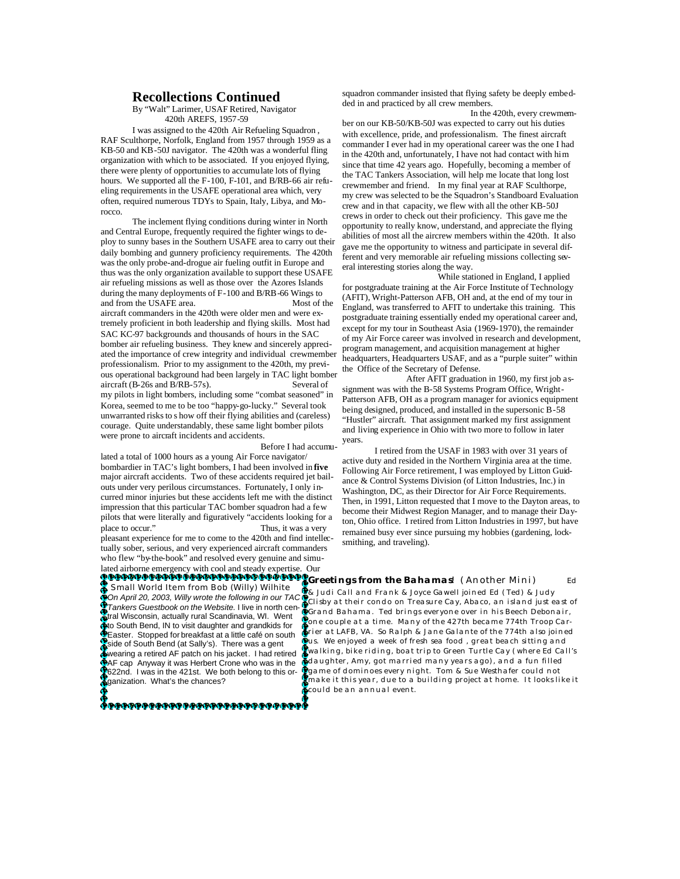## Recollections Continued

By "Walt" Larimer, USAF Retired, Navigator
420th AREFS, 1957-59

I was assigned to the 420th Air Refueling Squadron, RAF Sculthorpe, Norfolk, England from 1957 through 1959 as a KB-50 and KB-50J navigator. The 420th was a wonderful fling organization with which to be associated. If you enjoyed flying, there were plenty of opportunities to accumulate lots of flying hours. We supported all the F-100, F-101, and B/RB-66 air refueling requirements in the USAFE operational area which, very often, required numerous TDYs to Spain, Italy, Libya, and Morocco.

The inclement flying conditions during winter in North and Central Europe, frequently required the fighter wings to deploy to sunny bases in the Southern USAFE area to carry out their daily bombing and gunnery proficiency requirements. The 420th was the only probe-and-drogue air fueling outfit in Europe and thus was the only organization available to support these USAFE air refueling missions as well as those over the Azores Islands during the many deployments of F-100 and B/RB-66 Wings to and from the USAFE area. Most of the aircraft commanders in the 420th were older men and were extremely proficient in both leadership and flying skills. Most had SAC KC-97 backgrounds and thousands of hours in the SAC bomber air refueling business. They knew and sincerely appreciated the importance of crew integrity and individual crewmember professionalism. Prior to my assignment to the 420th, my previous operational background had been largely in TAC light bomber aircraft (B-26s and B/RB-57s). Several of my pilots in light bombers, including some "combat seasoned" in Korea, seemed to me to be too "happy-go-lucky." Several took unwarranted risks to s how off their flying abilities and (careless) courage. Quite understandably, these same light bomber pilots were prone to aircraft incidents and accidents.

Before I had accumulated a total of 1000 hours as a young Air Force navigator/ bombardier in TAC's light bombers, I had been involved in **five** major aircraft accidents. Two of these accidents required jet bailouts under very perilous circumstances. Fortunately, I only incurred minor injuries but these accidents left me with the distinct impression that this particular TAC bomber squadron had a few pilots that were literally and figuratively "accidents looking for a place to occur." Thus, it was a very pleasant experience for me to come to the 420th and find intellectually sober, serious, and very experienced aircraft commanders who flew "by-the-book" and resolved every genuine and simulated airborne emergency with cool and steady expertise. Our squadron commander insisted that flying safety be deeply embedded in and practiced by all crew members.

In the 420th, every crewmember on our KB-50/KB-50J was expected to carry out his duties with excellence, pride, and professionalism. The finest aircraft commander I ever had in my operational career was the one I had in the 420th and, unfortunately, I have not had contact with him since that time 42 years ago. Hopefully, becoming a member of the TAC Tankers Association, will help me locate that long lost crewmember and friend. In my final year at RAF Sculthorpe, my crew was selected to be the Squadron's Standboard Evaluation crew and in that capacity, we flew with all the other KB-50J crews in order to check out their proficiency. This gave me the opportunity to really know, understand, and appreciate the flying abilities of most all the aircrew members within the 420th. It also gave me the opportunity to witness and participate in several different and very memorable air refueling missions collecting several interesting stories along the way.

While stationed in England, I applied for postgraduate training at the Air Force Institute of Technology (AFIT), Wright-Patterson AFB, OH and, at the end of my tour in England, was transferred to AFIT to undertake this training. This postgraduate training essentially ended my operational career and, except for my tour in Southeast Asia (1969-1970), the remainder of my Air Force career was involved in research and development, program management, and acquisition management at higher headquarters, Headquarters USAF, and as a "purple suiter" within the Office of the Secretary of Defense.

After AFIT graduation in 1960, my first job assignment was with the B-58 Systems Program Office, Wright-Patterson AFB, OH as a program manager for avionics equipment being designed, produced, and installed in the supersonic B-58 "Hustler" aircraft. That assignment marked my first assignment and living experience in Ohio with two more to follow in later years.

I retired from the USAF in 1983 with over 31 years of active duty and resided in the Northern Virginia area at the time. Following Air Force retirement, I was employed by Litton Guidance & Control Systems Division (of Litton Industries, Inc.) in Washington, DC, as their Director for Air Force Requirements. Then, in 1991, Litton requested that I move to the Dayton areas, to become their Midwest Region Manager, and to manage their Dayton, Ohio office. I retired from Litton Industries in 1997, but have remained busy ever since pursuing my hobbies (gardening, locksmithing, and traveling).

---

Small World Item from Bob (Willy) Wilhite

*On April 20, 2003, Willy wrote the following in our TAC Tankers Guestbook on the Website.* I live in north central Wisconsin, actually rural Scandinavia, WI. Went to South Bend, IN to visit daughter and grandkids for Easter. Stopped for breakfast at a little café on south side of South Bend (at Sally's). There was a gent wearing a retired AF patch on his jacket. I had retired AF cap Anyway it was Herbert Crone who was in the 622nd. I was in the 421st. We both belong to this organization. What's the chances?

---

**Greetings from the Bahamas!** (Another Mini) Ed & Judi Call and Frank & Joyce Gawell joined Ed (Ted) & Judy Clisby at their condo on Treasure Cay, Abaco, an island just east of Grand Bahama. Ted brings everyone over in his Beech Debonair, one couple at a time. Many of the 427th became 774th Troop Carrier at LAFB, VA. So Ralph & Jane Galante of the 774th also joined us. We enjoyed a week of fresh sea food , great beach sitting and walking, bike riding, boat trip to Green Turtle Cay (where Ed Call's daughter, Amy, got married many years ago), and a fun filled game of dominoes every night. Tom & Sue Westhafer could not make it this year, due to a building project at home. It looks like it could be an annual event.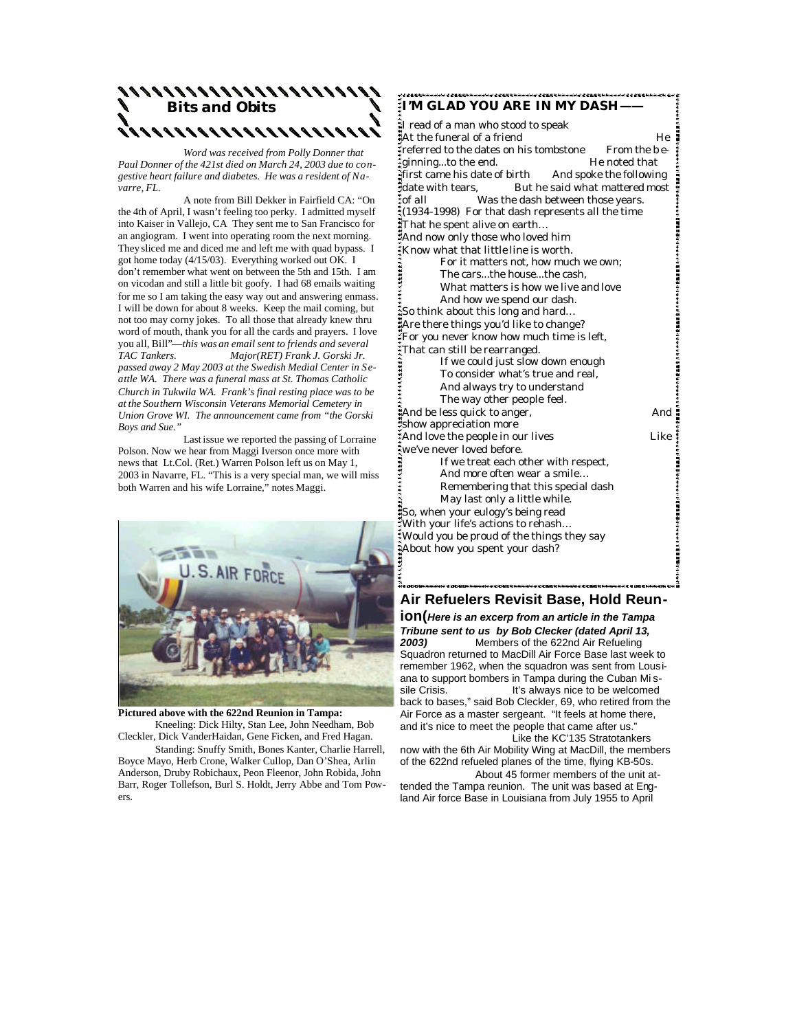## Bits and Obits

*Word was received from Polly Donner that Paul Donner of the 421st died on March 24, 2003 due to congestive heart failure and diabetes. He was a resident of Navarre, FL.*

A note from Bill Dekker in Fairfield CA: "On the 4th of April, I wasn't feeling too perky. I admitted myself into Kaiser in Vallejo, CA They sent me to San Francisco for an angiogram. I went into operating room the next morning. They sliced me and diced me and left me with quad bypass. I got home today (4/15/03). Everything worked out OK. I don't remember what went on between the 5th and 15th. I am on vicodan and still a little bit goofy. I had 68 emails waiting for me so I am taking the easy way out and answering enmass. I will be down for about 8 weeks. Keep the mail coming, but not too may corny jokes. To all those that already knew thru word of mouth, thank you for all the cards and prayers. I love you all, Bill"—*this was an email sent to friends and several TAC Tankers.* *Major(RET) Frank J. Gorski Jr. passed away 2 May 2003 at the Swedish Medial Center in Seattle WA. There was a funeral mass at St. Thomas Catholic Church in Tukwila WA. Frank's final resting place was to be at the Southern Wisconsin Veterans Memorial Cemetery in Union Grove WI. The announcement came from "the Gorski Boys and Sue."*

Last issue we reported the passing of Lorraine Polson. Now we hear from Maggi Iverson once more with news that Lt.Col. (Ret.) Warren Polson left us on May 1, 2003 in Navarre, FL. "This is a very special man, we will miss both Warren and his wife Lorraine," notes Maggi.

**Pictured above with the 622nd Reunion in Tampa:**

Kneeling: Dick Hilty, Stan Lee, John Needham, Bob Cleckler, Dick VanderHaidan, Gene Ficken, and Fred Hagan.

Standing: Snuffy Smith, Bones Kanter, Charlie Harrell, Boyce Mayo, Herb Crone, Walker Cullop, Dan O'Shea, Arlin Anderson, Druby Robichaux, Peon Fleenor, John Robida, John Barr, Roger Tollefson, Burl S. Holdt, Jerry Abbe and Tom Powers.

## I'M GLAD YOU ARE IN MY DASH——

I read of a man who stood to speak
At the funeral of a friend
He referred to the dates on his tombstone
From the beginning...to the end.
He noted that first came his date of birth
And spoke the following date with tears,
But he said what mattered most of all
Was the dash between those years.
(1934-1998) For that dash represents all the time
That he spent alive on earth…
And now only those who loved him
Know what that little line is worth.
For it matters not, how much we own;
The cars...the house...the cash,
What matters is how we live and love
And how we spend our dash.
So think about this long and hard…
Are there things you'd like to change?
For you never know how much time is left,
That can still be rearranged.
If we could just slow down enough
To consider what's true and real,
And always try to understand
The way other people feel.
And be less quick to anger,
And show appreciation more
And love the people in our lives
Like we've never loved before.
If we treat each other with respect,
And more often wear a smile…
Remembering that this special dash
May last only a little while.
So, when your eulogy's being read
With your life's actions to rehash…
Would you be proud of the things they say
About how you spent your dash?

## Air Refuelers Revisit Base, Hold Reunion

***(Here is an excerp from an article in the Tampa Tribune sent to us by Bob Clecker (dated April 13, 2003)***

Members of the 622nd Air Refueling Squadron returned to MacDill Air Force Base last week to remember 1962, when the squadron was sent from Lousiana to support bombers in Tampa during the Cuban Missile Crisis.

It's always nice to be welcomed back to bases," said Bob Cleckler, 69, who retired from the Air Force as a master sergeant. "It feels at home there, and it's nice to meet the people that came after us."

Like the KC'135 Stratotankers now with the 6th Air Mobility Wing at MacDill, the members of the 622nd refueled planes of the time, flying KB-50s.

About 45 former members of the unit attended the Tampa reunion. The unit was based at England Air force Base in Louisiana from July 1955 to April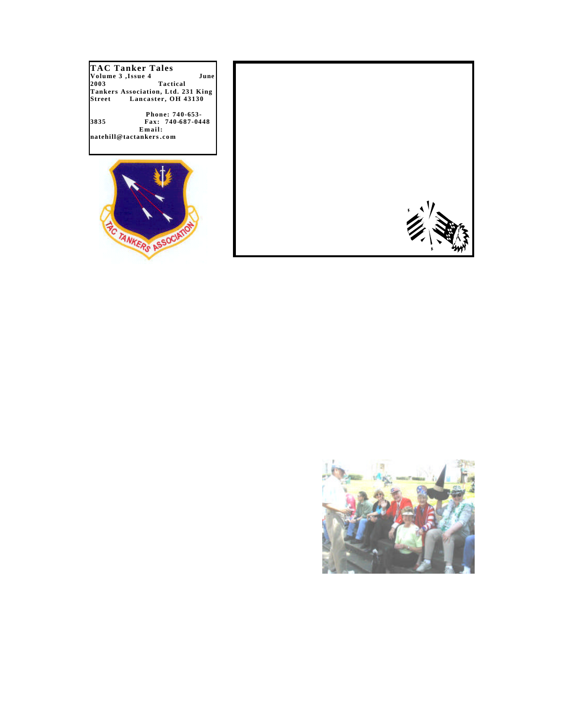**TAC Tanker Tales**

Volume 3 ,Issue 4 June 2003

Tactical Tankers Association, Ltd. 231 King Street Lancaster, OH 43130

Phone: 740-653-3835
Fax: 740-687-0448
Email: natehill@tactankers.com